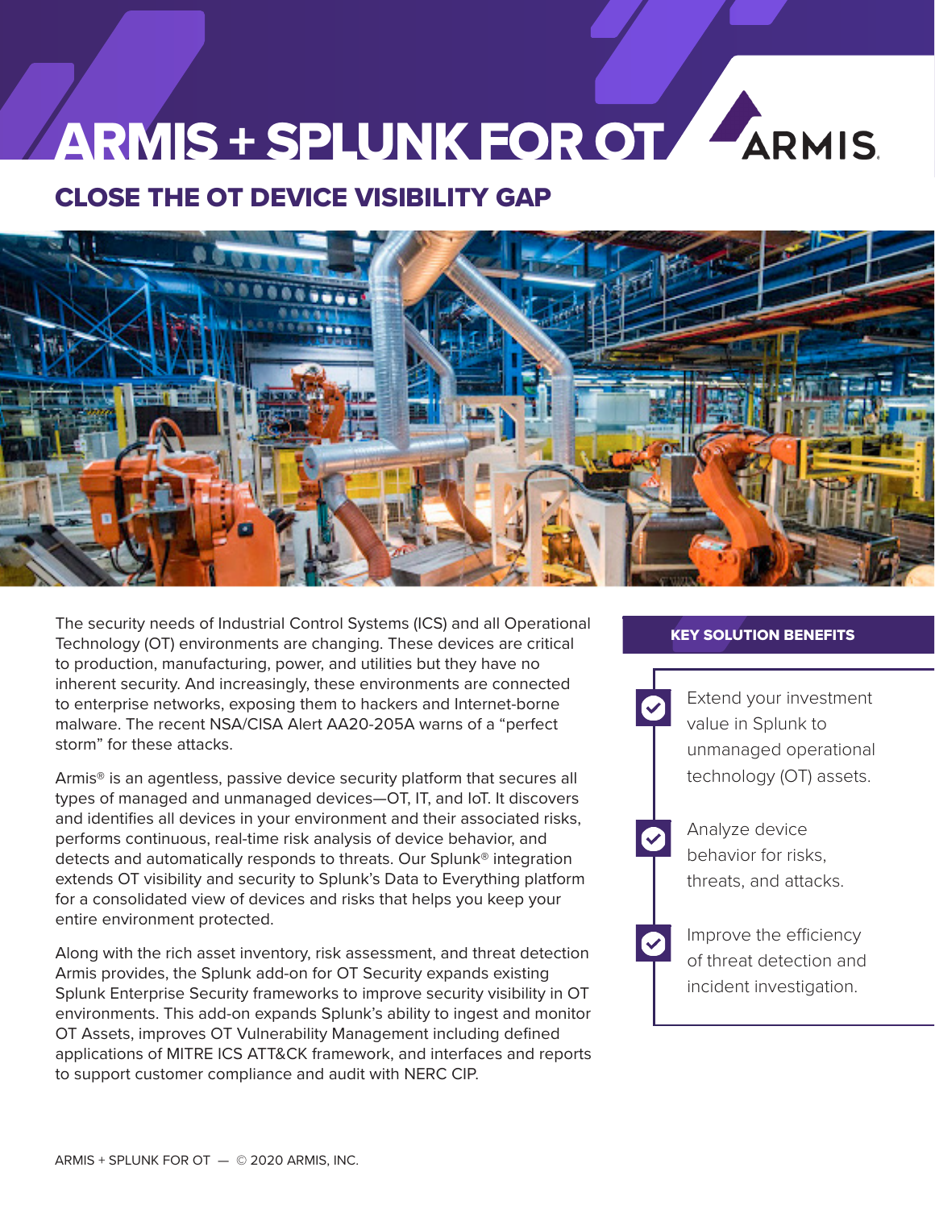# ARMIS + SPLUNK FOR OT

ARMIS

## CLOSE THE OT DEVICE VISIBILITY GAP

The security needs of Industrial Control Systems (ICS) and all Operational Technology (OT) environments are changing. These devices are critical to production, manufacturing, power, and utilities but they have no inherent security. And increasingly, these environments are connected to enterprise networks, exposing them to hackers and Internet-borne malware. The recent NSA/CISA Alert AA20-205A warns of a "perfect storm" for these attacks.

Armis® is an agentless, passive device security platform that secures all types of managed and unmanaged devices—OT, IT, and IoT. It discovers and identifies all devices in your environment and their associated risks, performs continuous, real-time risk analysis of device behavior, and detects and automatically responds to threats. Our Splunk® integration extends OT visibility and security to Splunk's Data to Everything platform for a consolidated view of devices and risks that helps you keep your entire environment protected.

Along with the rich asset inventory, risk assessment, and threat detection Armis provides, the Splunk add-on for OT Security expands existing Splunk Enterprise Security frameworks to improve security visibility in OT environments. This add-on expands Splunk's ability to ingest and monitor OT Assets, improves OT Vulnerability Management including defined applications of MITRE ICS ATT&CK framework, and interfaces and reports to support customer compliance and audit with NERC CIP.

### KEY SOLUTION BENEFITS

- Extend your investment value in Splunk to unmanaged operational technology (OT) assets.
- Analyze device behavior for risks, threats, and attacks.
- Improve the efficiency of threat detection and incident investigation.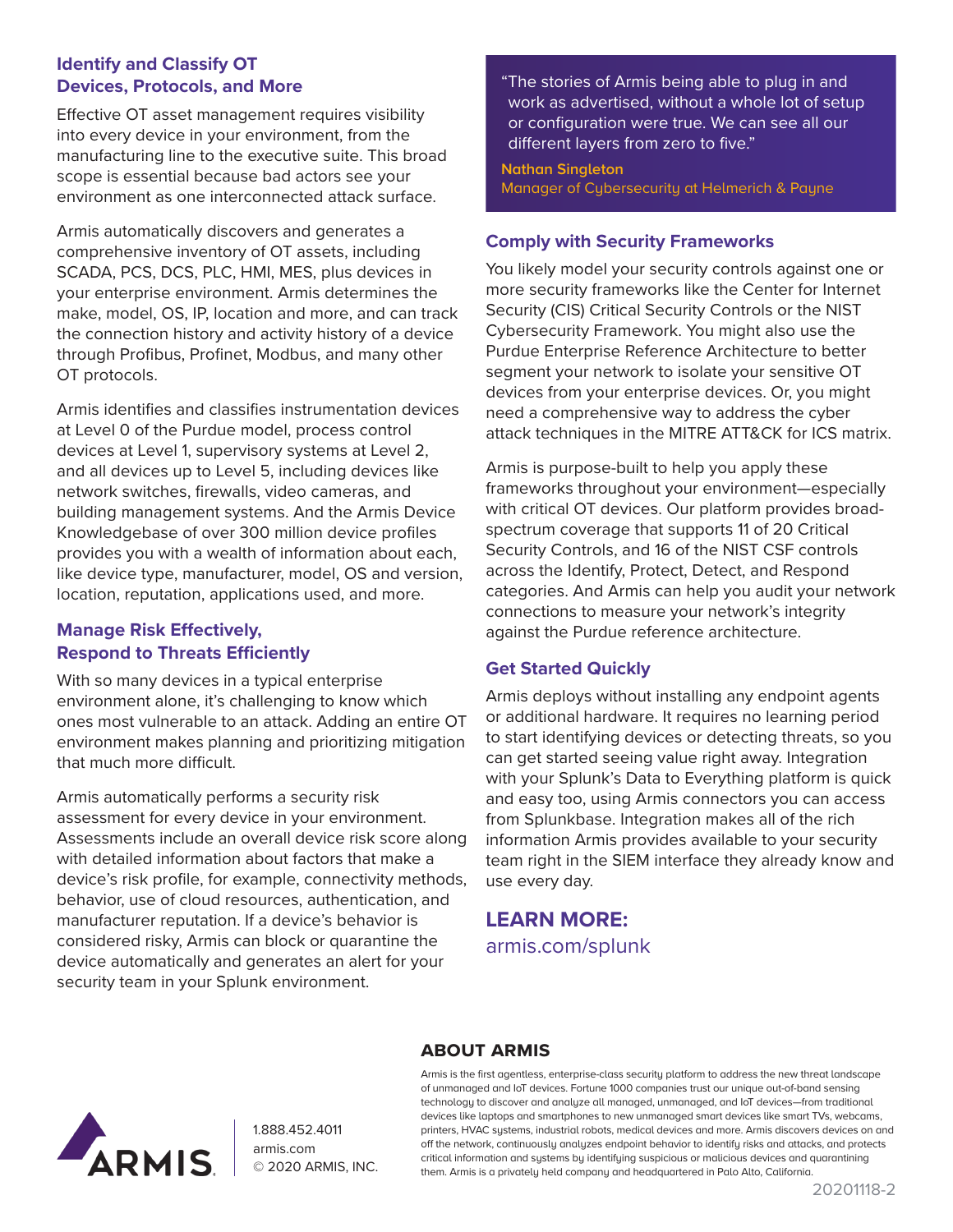## Identify and Classify OT Devices, Protocols, and More

Effective OT asset management requires visibility into every device in your environment, from the manufacturing line to the executive suite. This broad scope is essential because bad actors see your environment as one interconnected attack surface.

Armis automatically discovers and generates a comprehensive inventory of OT assets, including SCADA, PCS, DCS, PLC, HMI, MES, plus devices in your enterprise environment. Armis determines the make, model, OS, IP, location and more, and can track the connection history and activity history of a device through Profibus, Profinet, Modbus, and many other OT protocols.

Armis identifies and classifies instrumentation devices at Level 0 of the Purdue model, process control devices at Level 1, supervisory systems at Level 2, and all devices up to Level 5, including devices like network switches, firewalls, video cameras, and building management systems. And the Armis Device Knowledgebase of over 300 million device profiles provides you with a wealth of information about each, like device type, manufacturer, model, OS and version, location, reputation, applications used, and more.

## Manage Risk Effectively, Respond to Threats Efficiently

With so many devices in a typical enterprise environment alone, it's challenging to know which ones most vulnerable to an attack. Adding an entire OT environment makes planning and prioritizing mitigation that much more difficult.

Armis automatically performs a security risk assessment for every device in your environment. Assessments include an overall device risk score along with detailed information about factors that make a device's risk profile, for example, connectivity methods, behavior, use of cloud resources, authentication, and manufacturer reputation. If a device's behavior is considered risky, Armis can block or quarantine the device automatically and generates an alert for your security team in your Splunk environment.

> "The stories of Armis being able to plug in and work as advertised, without a whole lot of setup or configuration were true. We can see all our different layers from zero to five."
>
> **Nathan Singleton**
> Manager of Cybersecurity at Helmerich & Payne

## Comply with Security Frameworks

You likely model your security controls against one or more security frameworks like the Center for Internet Security (CIS) Critical Security Controls or the NIST Cybersecurity Framework. You might also use the Purdue Enterprise Reference Architecture to better segment your network to isolate your sensitive OT devices from your enterprise devices. Or, you might need a comprehensive way to address the cyber attack techniques in the MITRE ATT&CK for ICS matrix.

Armis is purpose-built to help you apply these frameworks throughout your environment—especially with critical OT devices. Our platform provides broad-spectrum coverage that supports 11 of 20 Critical Security Controls, and 16 of the NIST CSF controls across the Identify, Protect, Detect, and Respond categories. And Armis can help you audit your network connections to measure your network's integrity against the Purdue reference architecture.

## Get Started Quickly

Armis deploys without installing any endpoint agents or additional hardware. It requires no learning period to start identifying devices or detecting threats, so you can get started seeing value right away. Integration with your Splunk's Data to Everything platform is quick and easy too, using Armis connectors you can access from Splunkbase. Integration makes all of the rich information Armis provides available to your security team right in the SIEM interface they already know and use every day.

## LEARN MORE:

armis.com/splunk

## ABOUT ARMIS

Armis is the first agentless, enterprise-class security platform to address the new threat landscape of unmanaged and IoT devices. Fortune 1000 companies trust our unique out-of-band sensing technology to discover and analyze all managed, unmanaged, and IoT devices—from traditional devices like laptops and smartphones to new unmanaged smart devices like smart TVs, webcams, printers, HVAC systems, industrial robots, medical devices and more. Armis discovers devices on and off the network, continuously analyzes endpoint behavior to identify risks and attacks, and protects critical information and systems by identifying suspicious or malicious devices and quarantining them. Armis is a privately held company and headquartered in Palo Alto, California.

ARMIS

1.888.452.4011
armis.com
© 2020 ARMIS, INC.

20201118-2